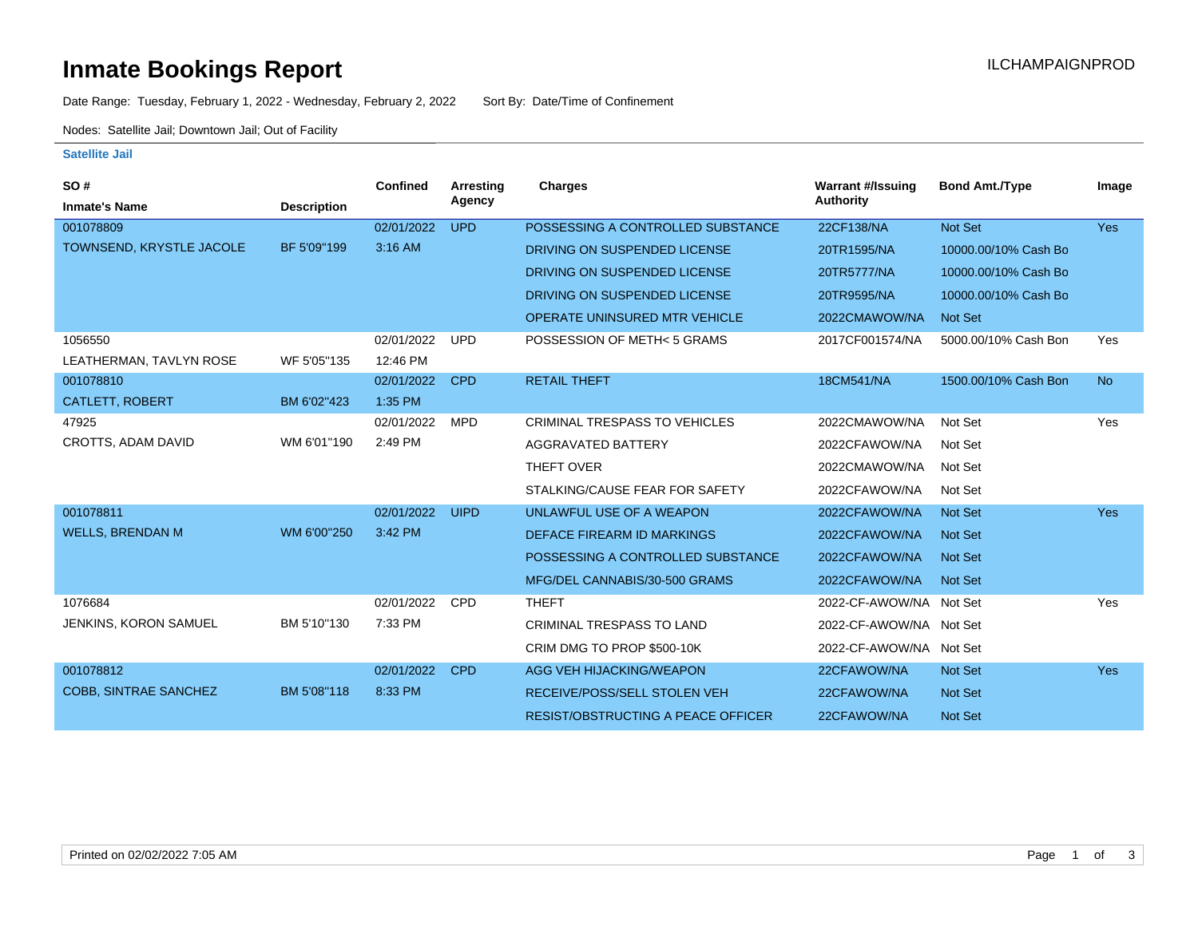# Inmate Bookings Report

ILCHAMPAIGNPROD

Date Range: Tuesday, February 1, 2022 - Wednesday, February 2, 2022     Sort By: Date/Time of Confinement

Nodes: Satellite Jail; Downtown Jail; Out of Facility

### Satellite Jail

| SO # / Inmate's Name | Description | Confined | Arresting Agency | Charges | Warrant #/Issuing Authority | Bond Amt./Type | Image |
|---|---|---|---|---|---|---|---|
| 001078809 TOWNSEND, KRYSTLE JACOLE | BF 5'09"199 | 02/01/2022 3:16 AM | UPD | POSSESSING A CONTROLLED SUBSTANCE | 22CF138/NA | Not Set | Yes |
| | | | | DRIVING ON SUSPENDED LICENSE | 20TR1595/NA | 10000.00/10% Cash Bo | |
| | | | | DRIVING ON SUSPENDED LICENSE | 20TR5777/NA | 10000.00/10% Cash Bo | |
| | | | | DRIVING ON SUSPENDED LICENSE | 20TR9595/NA | 10000.00/10% Cash Bo | |
| | | | | OPERATE UNINSURED MTR VEHICLE | 2022CMAWOW/NA | Not Set | |
| 1056550 LEATHERMAN, TAVLYN ROSE | WF 5'05"135 | 02/01/2022 12:46 PM | UPD | POSSESSION OF METH< 5 GRAMS | 2017CF001574/NA | 5000.00/10% Cash Bon | Yes |
| 001078810 CATLETT, ROBERT | BM 6'02"423 | 02/01/2022 1:35 PM | CPD | RETAIL THEFT | 18CM541/NA | 1500.00/10% Cash Bon | No |
| 47925 CROTTS, ADAM DAVID | WM 6'01"190 | 02/01/2022 2:49 PM | MPD | CRIMINAL TRESPASS TO VEHICLES | 2022CMAWOW/NA | Not Set | Yes |
| | | | | AGGRAVATED BATTERY | 2022CFAWOW/NA | Not Set | |
| | | | | THEFT OVER | 2022CMAWOW/NA | Not Set | |
| | | | | STALKING/CAUSE FEAR FOR SAFETY | 2022CFAWOW/NA | Not Set | |
| 001078811 WELLS, BRENDAN M | WM 6'00"250 | 02/01/2022 3:42 PM | UIPD | UNLAWFUL USE OF A WEAPON | 2022CFAWOW/NA | Not Set | Yes |
| | | | | DEFACE FIREARM ID MARKINGS | 2022CFAWOW/NA | Not Set | |
| | | | | POSSESSING A CONTROLLED SUBSTANCE | 2022CFAWOW/NA | Not Set | |
| | | | | MFG/DEL CANNABIS/30-500 GRAMS | 2022CFAWOW/NA | Not Set | |
| 1076684 JENKINS, KORON SAMUEL | BM 5'10"130 | 02/01/2022 7:33 PM | CPD | THEFT | 2022-CF-AWOW/NA | Not Set | Yes |
| | | | | CRIMINAL TRESPASS TO LAND | 2022-CF-AWOW/NA | Not Set | |
| | | | | CRIM DMG TO PROP $500-10K | 2022-CF-AWOW/NA | Not Set | |
| 001078812 COBB, SINTRAE SANCHEZ | BM 5'08"118 | 02/01/2022 8:33 PM | CPD | AGG VEH HIJACKING/WEAPON | 22CFAWOW/NA | Not Set | Yes |
| | | | | RECEIVE/POSS/SELL STOLEN VEH | 22CFAWOW/NA | Not Set | |
| | | | | RESIST/OBSTRUCTING A PEACE OFFICER | 22CFAWOW/NA | Not Set | |

Printed on 02/02/2022 7:05 AM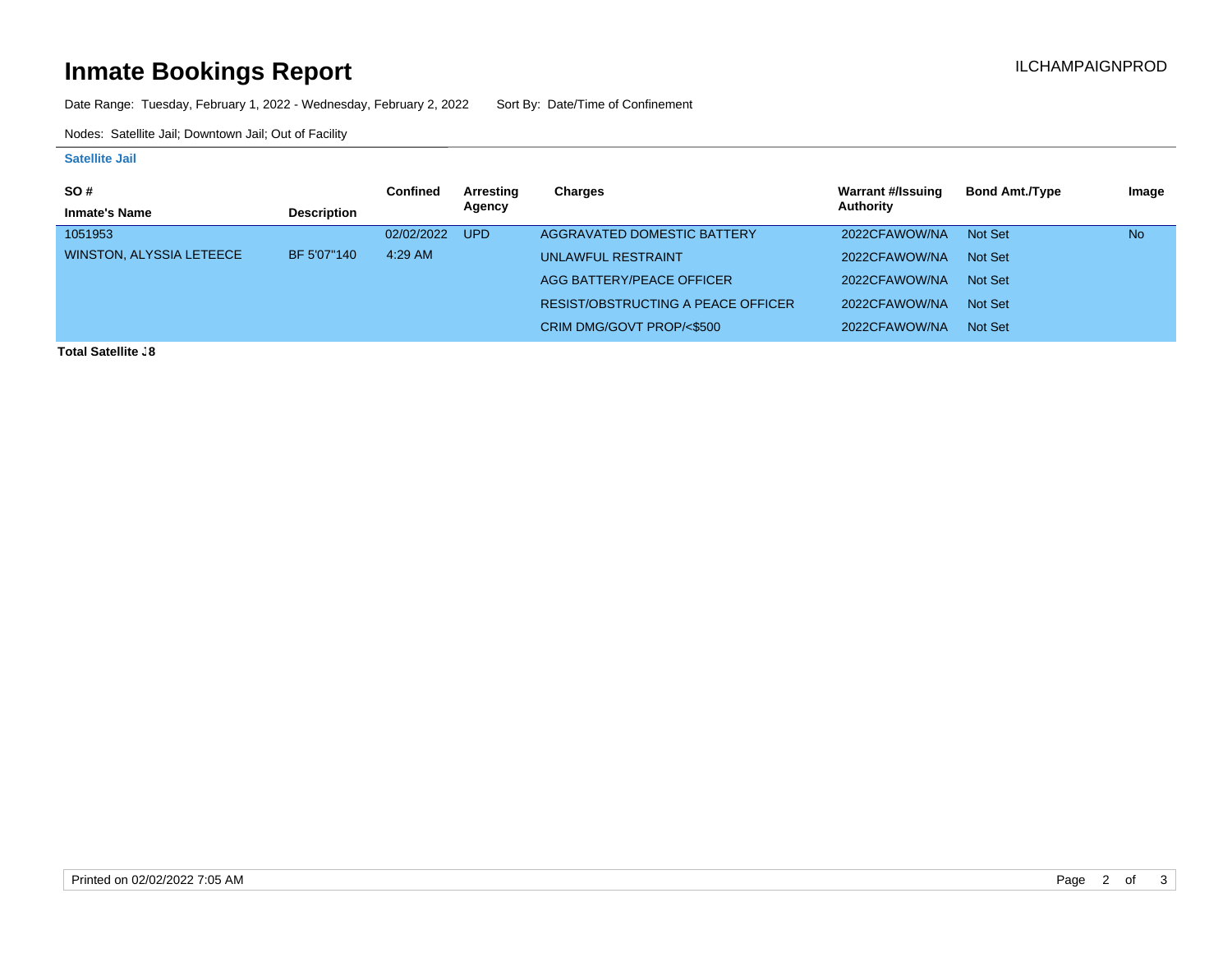# Inmate Bookings Report

ILCHAMPAIGNPROD

Date Range: Tuesday, February 1, 2022 - Wednesday, February 2, 2022    Sort By: Date/Time of Confinement

Nodes: Satellite Jail; Downtown Jail; Out of Facility

**Satellite Jail**

| SO # / Inmate's Name | Description | Confined | Arresting Agency | Charges | Warrant #/Issuing Authority | Bond Amt./Type | Image |
|---|---|---|---|---|---|---|---|
| 1051953 WINSTON, ALYSSIA LETEECE | BF 5'07"140 | 02/02/2022 4:29 AM | UPD | AGGRAVATED DOMESTIC BATTERY | 2022CFAWOW/NA | Not Set | No |
| | | | | UNLAWFUL RESTRAINT | 2022CFAWOW/NA | Not Set | |
| | | | | AGG BATTERY/PEACE OFFICER | 2022CFAWOW/NA | Not Set | |
| | | | | RESIST/OBSTRUCTING A PEACE OFFICER | 2022CFAWOW/NA | Not Set | |
| | | | | CRIM DMG/GOVT PROP/<$500 | 2022CFAWOW/NA | Not Set | |

**Total Satellite :8**

Printed on 02/02/2022 7:05 AM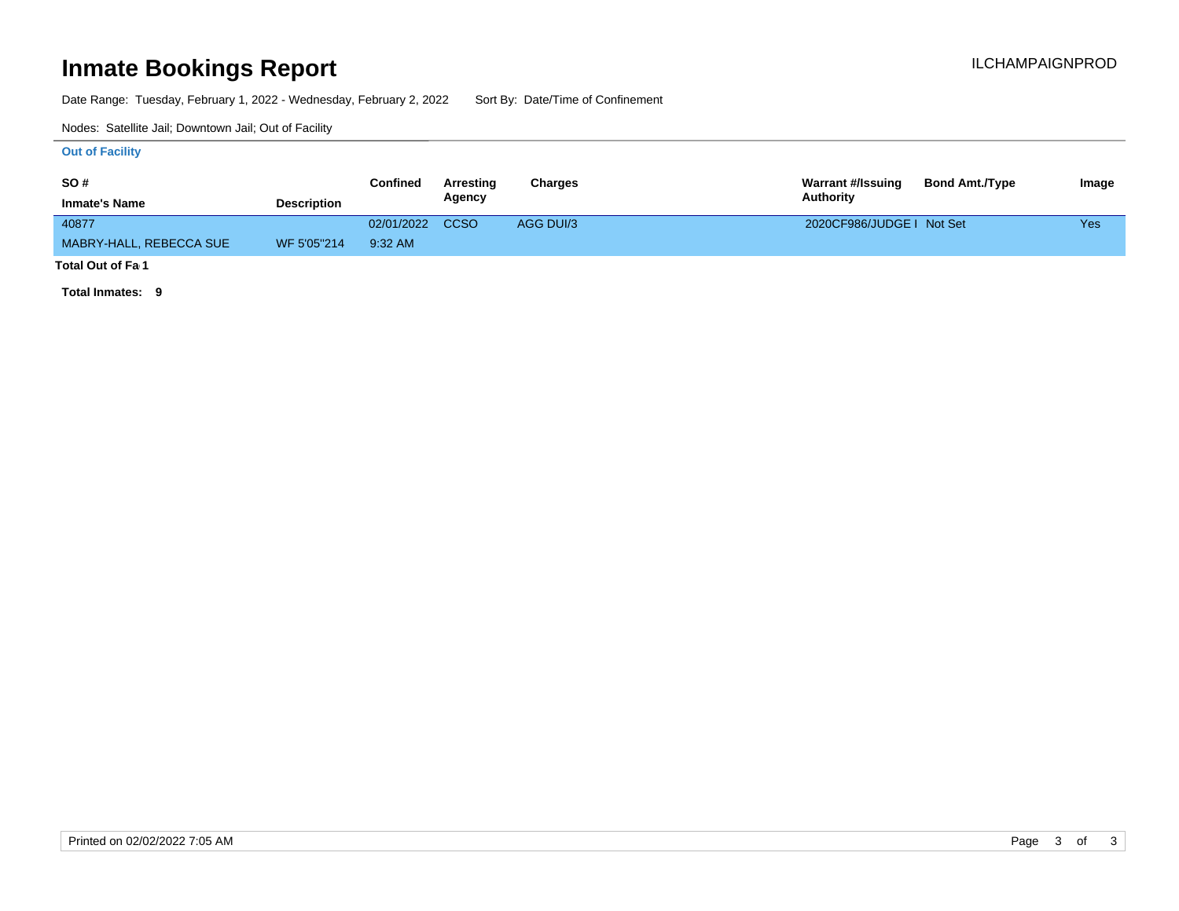# Inmate Bookings Report

ILCHAMPAIGNPROD

Date Range: Tuesday, February 1, 2022 - Wednesday, February 2, 2022    Sort By: Date/Time of Confinement

Nodes: Satellite Jail; Downtown Jail; Out of Facility

### Out of Facility

| SO # / Inmate's Name | Description | Confined | Arresting Agency | Charges | Warrant #/Issuing Authority | Bond Amt./Type | Image |
|---|---|---|---|---|---|---|---|
| 40877 / MABRY-HALL, REBECCA SUE | WF 5'05"214 | 02/01/2022 9:32 AM | CCSO | AGG DUI/3 | 2020CF986/JUDGE I | Not Set | Yes |

**Total Out of Fa 1**

**Total Inmates: 9**

Printed on 02/02/2022 7:05 AM